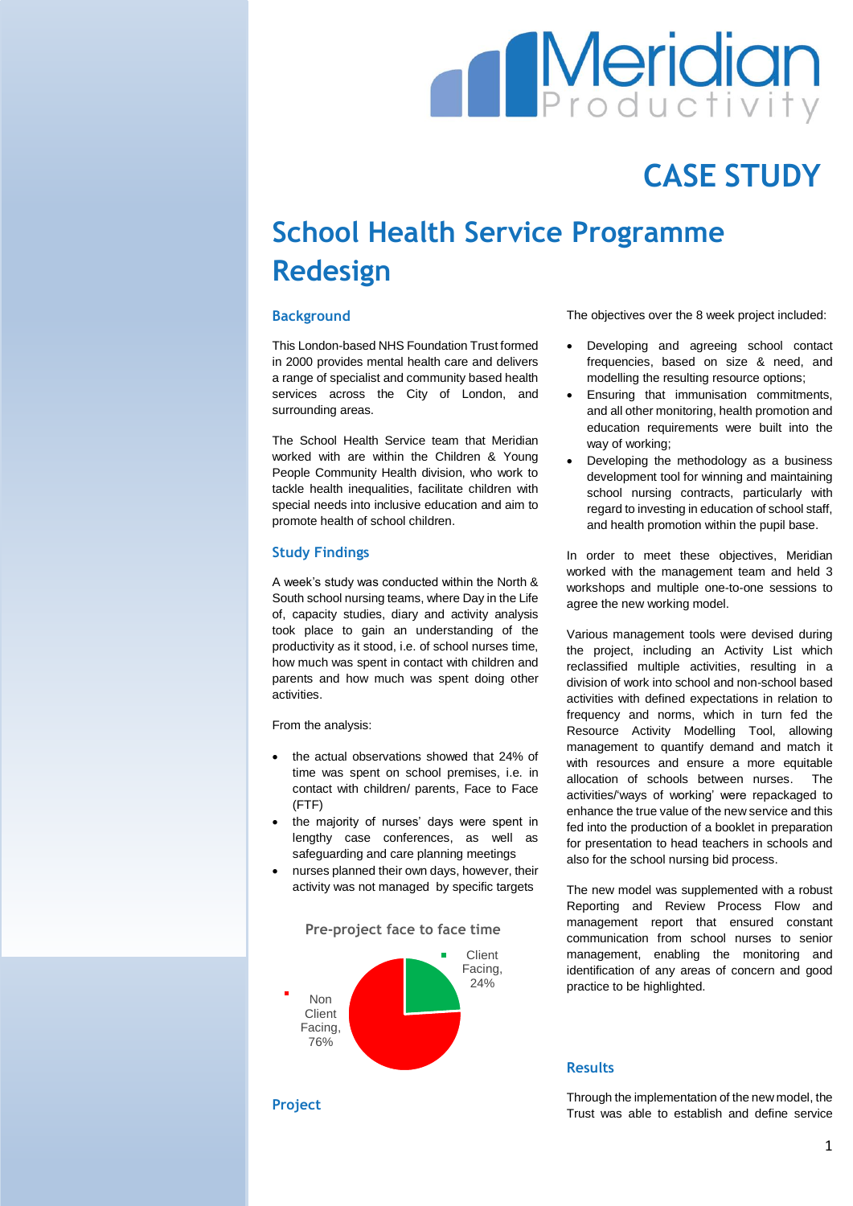# CASE STUDY

## School Health Service Programme Redesign

### Background

This London-based NHS Foundation Trust formed in 2000 provides mental health care and delivers a range of specialist and community based health services across the City of London, and surrounding areas.

The School Health Service team that Meridian worked with are within the Children & Young People Community Health division, who work to tackle health inequalities, facilitate children with special needs into inclusive education and aim to promote health of school children.

### Study Findings

A week's study was conducted within the North & South school nursing teams, where Day in the Life of, capacity studies, diary and activity analysis took place to gain an understanding of the productivity as it stood, i.e. of school nurses time, how much was spent in contact with children and parents and how much was spent doing other activities.

From the analysis:

- the actual observations showed that 24% of time was spent on school premises, i.e. in contact with children/ parents, Face to Face (FTF)
- the majority of nurses' days were spent in lengthy case conferences, as well as safeguarding and care planning meetings
- nurses planned their own days, however, their activity was not managed by specific targets

**Pre-project face to face time**

| Category | Share |
|---|---|
| Client Facing | 24% |
| Non Client Facing | 76% |

### Project

The objectives over the 8 week project included:

- Developing and agreeing school contact frequencies, based on size & need, and modelling the resulting resource options;
- Ensuring that immunisation commitments, and all other monitoring, health promotion and education requirements were built into the way of working;
- Developing the methodology as a business development tool for winning and maintaining school nursing contracts, particularly with regard to investing in education of school staff, and health promotion within the pupil base.

In order to meet these objectives, Meridian worked with the management team and held 3 workshops and multiple one-to-one sessions to agree the new working model.

Various management tools were devised during the project, including an Activity List which reclassified multiple activities, resulting in a division of work into school and non-school based activities with defined expectations in relation to frequency and norms, which in turn fed the Resource Activity Modelling Tool, allowing management to quantify demand and match it with resources and ensure a more equitable allocation of schools between nurses. The activities/'ways of working' were repackaged to enhance the true value of the new service and this fed into the production of a booklet in preparation for presentation to head teachers in schools and also for the school nursing bid process.

The new model was supplemented with a robust Reporting and Review Process Flow and management report that ensured constant communication from school nurses to senior management, enabling the monitoring and identification of any areas of concern and good practice to be highlighted.

### Results

Through the implementation of the new model, the Trust was able to establish and define service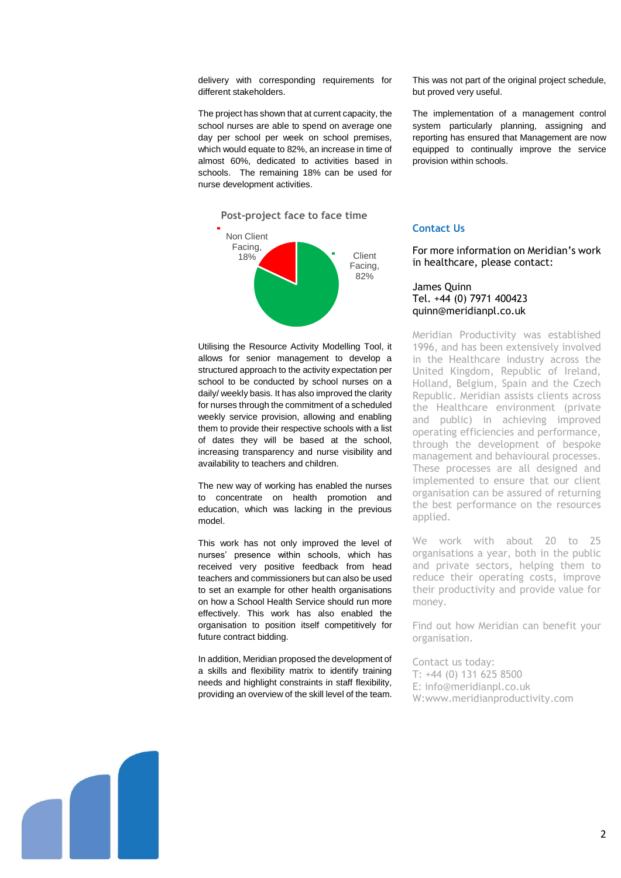delivery with corresponding requirements for different stakeholders.

The project has shown that at current capacity, the school nurses are able to spend on average one day per school per week on school premises, which would equate to 82%, an increase in time of almost 60%, dedicated to activities based in schools. The remaining 18% can be used for nurse development activities.

Post-project face to face time

Non Client Facing, 18%

Client Facing, 82%

Utilising the Resource Activity Modelling Tool, it allows for senior management to develop a structured approach to the activity expectation per school to be conducted by school nurses on a daily/ weekly basis. It has also improved the clarity for nurses through the commitment of a scheduled weekly service provision, allowing and enabling them to provide their respective schools with a list of dates they will be based at the school, increasing transparency and nurse visibility and availability to teachers and children.

The new way of working has enabled the nurses to concentrate on health promotion and education, which was lacking in the previous model.

This work has not only improved the level of nurses' presence within schools, which has received very positive feedback from head teachers and commissioners but can also be used to set an example for other health organisations on how a School Health Service should run more effectively. This work has also enabled the organisation to position itself competitively for future contract bidding.

In addition, Meridian proposed the development of a skills and flexibility matrix to identify training needs and highlight constraints in staff flexibility, providing an overview of the skill level of the team. This was not part of the original project schedule, but proved very useful.

The implementation of a management control system particularly planning, assigning and reporting has ensured that Management are now equipped to continually improve the service provision within schools.

## Contact Us

For more information on Meridian's work in healthcare, please contact:

James Quinn
Tel. +44 (0) 7971 400423
quinn@meridianpl.co.uk

Meridian Productivity was established 1996, and has been extensively involved in the Healthcare industry across the United Kingdom, Republic of Ireland, Holland, Belgium, Spain and the Czech Republic. Meridian assists clients across the Healthcare environment (private and public) in achieving improved operating efficiencies and performance, through the development of bespoke management and behavioural processes. These processes are all designed and implemented to ensure that our client organisation can be assured of returning the best performance on the resources applied.

We work with about 20 to 25 organisations a year, both in the public and private sectors, helping them to reduce their operating costs, improve their productivity and provide value for money.

Find out how Meridian can benefit your organisation.

Contact us today:
T: +44 (0) 131 625 8500
E: info@meridianpl.co.uk
W:www.meridianproductivity.com